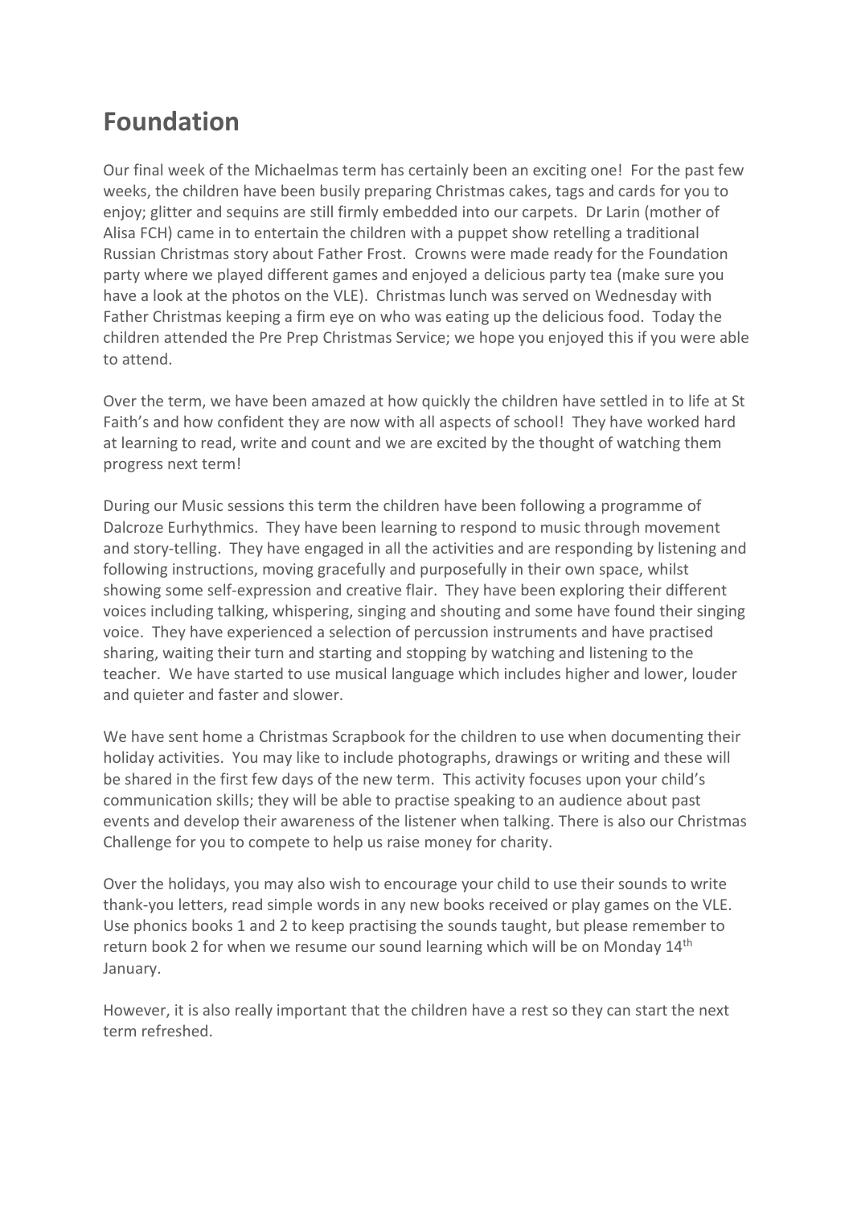# Foundation

Our final week of the Michaelmas term has certainly been an exciting one! For the past few weeks, the children have been busily preparing Christmas cakes, tags and cards for you to enjoy; glitter and sequins are still firmly embedded into our carpets. Dr Larin (mother of Alisa FCH) came in to entertain the children with a puppet show retelling a traditional Russian Christmas story about Father Frost. Crowns were made ready for the Foundation party where we played different games and enjoyed a delicious party tea (make sure you have a look at the photos on the VLE). Christmas lunch was served on Wednesday with Father Christmas keeping a firm eye on who was eating up the delicious food. Today the children attended the Pre Prep Christmas Service; we hope you enjoyed this if you were able to attend.

Over the term, we have been amazed at how quickly the children have settled in to life at St Faith's and how confident they are now with all aspects of school! They have worked hard at learning to read, write and count and we are excited by the thought of watching them progress next term!

During our Music sessions this term the children have been following a programme of Dalcroze Eurhythmics. They have been learning to respond to music through movement and story-telling. They have engaged in all the activities and are responding by listening and following instructions, moving gracefully and purposefully in their own space, whilst showing some self-expression and creative flair. They have been exploring their different voices including talking, whispering, singing and shouting and some have found their singing voice. They have experienced a selection of percussion instruments and have practised sharing, waiting their turn and starting and stopping by watching and listening to the teacher. We have started to use musical language which includes higher and lower, louder and quieter and faster and slower.

We have sent home a Christmas Scrapbook for the children to use when documenting their holiday activities. You may like to include photographs, drawings or writing and these will be shared in the first few days of the new term. This activity focuses upon your child's communication skills; they will be able to practise speaking to an audience about past events and develop their awareness of the listener when talking. There is also our Christmas Challenge for you to compete to help us raise money for charity.

Over the holidays, you may also wish to encourage your child to use their sounds to write thank-you letters, read simple words in any new books received or play games on the VLE. Use phonics books 1 and 2 to keep practising the sounds taught, but please remember to return book 2 for when we resume our sound learning which will be on Monday 14th January.

However, it is also really important that the children have a rest so they can start the next term refreshed.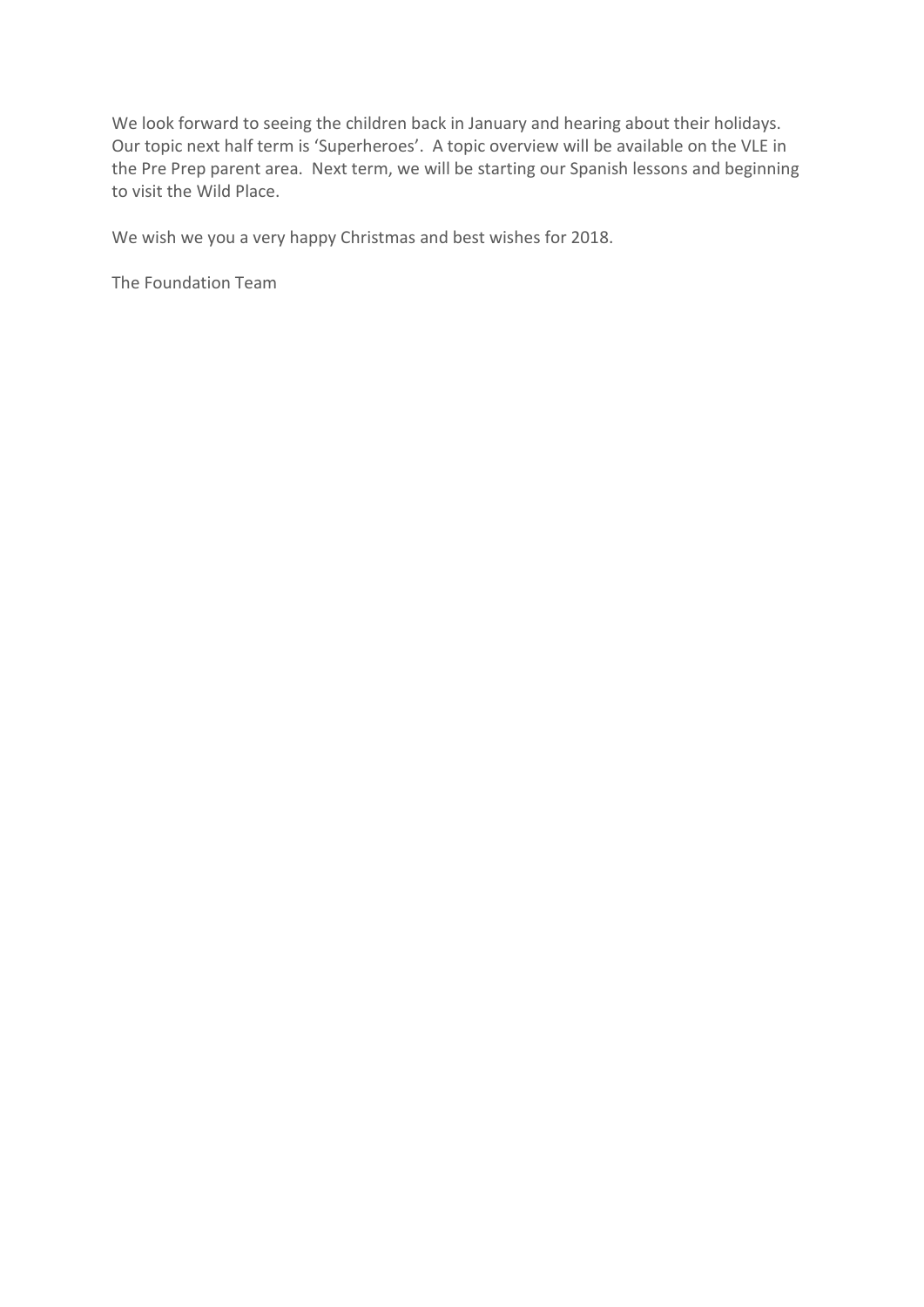We look forward to seeing the children back in January and hearing about their holidays. Our topic next half term is 'Superheroes'. A topic overview will be available on the VLE in the Pre Prep parent area. Next term, we will be starting our Spanish lessons and beginning to visit the Wild Place.

We wish we you a very happy Christmas and best wishes for 2018.

The Foundation Team